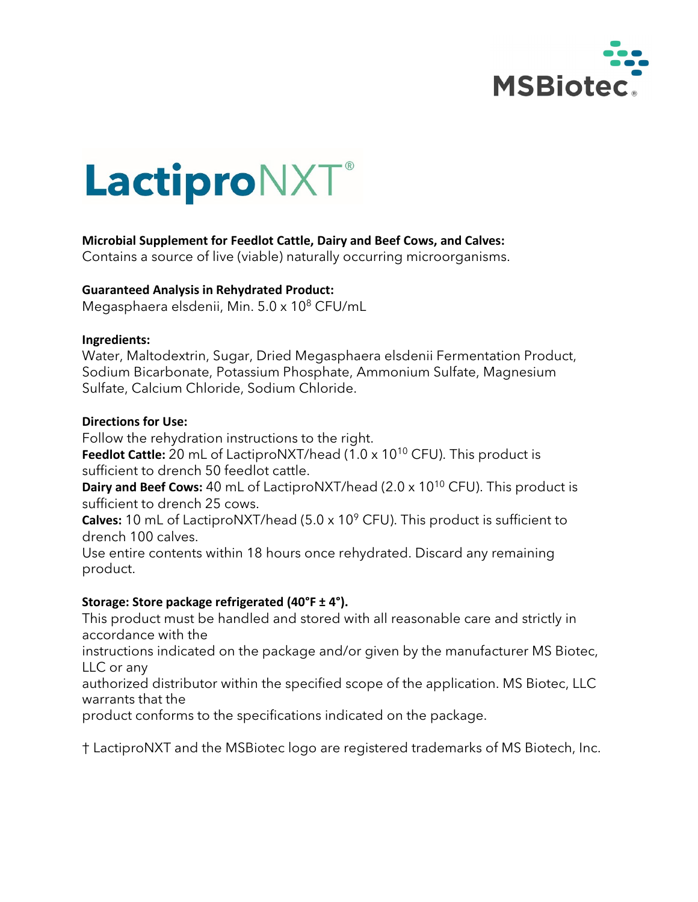MSBiotec®

# LactiproNXT®

**Microbial Supplement for Feedlot Cattle, Dairy and Beef Cows, and Calves:**
Contains a source of live (viable) naturally occurring microorganisms.

**Guaranteed Analysis in Rehydrated Product:**
Megasphaera elsdenii, Min. $5.0 \times 10^{8}$ CFU/mL

**Ingredients:**
Water, Maltodextrin, Sugar, Dried Megasphaera elsdenii Fermentation Product, Sodium Bicarbonate, Potassium Phosphate, Ammonium Sulfate, Magnesium Sulfate, Calcium Chloride, Sodium Chloride.

**Directions for Use:**
Follow the rehydration instructions to the right.
**Feedlot Cattle:** 20 mL of LactiproNXT/head ($1.0 \times 10^{10}$ CFU). This product is sufficient to drench 50 feedlot cattle.
**Dairy and Beef Cows:** 40 mL of LactiproNXT/head ($2.0 \times 10^{10}$ CFU). This product is sufficient to drench 25 cows.
**Calves:** 10 mL of LactiproNXT/head ($5.0 \times 10^{9}$ CFU). This product is sufficient to drench 100 calves.
Use entire contents within 18 hours once rehydrated. Discard any remaining product.

**Storage: Store package refrigerated (40°F ± 4°).**
This product must be handled and stored with all reasonable care and strictly in accordance with the instructions indicated on the package and/or given by the manufacturer MS Biotec, LLC or any authorized distributor within the specified scope of the application. MS Biotec, LLC warrants that the product conforms to the specifications indicated on the package.

† LactiproNXT and the MSBiotec logo are registered trademarks of MS Biotech, Inc.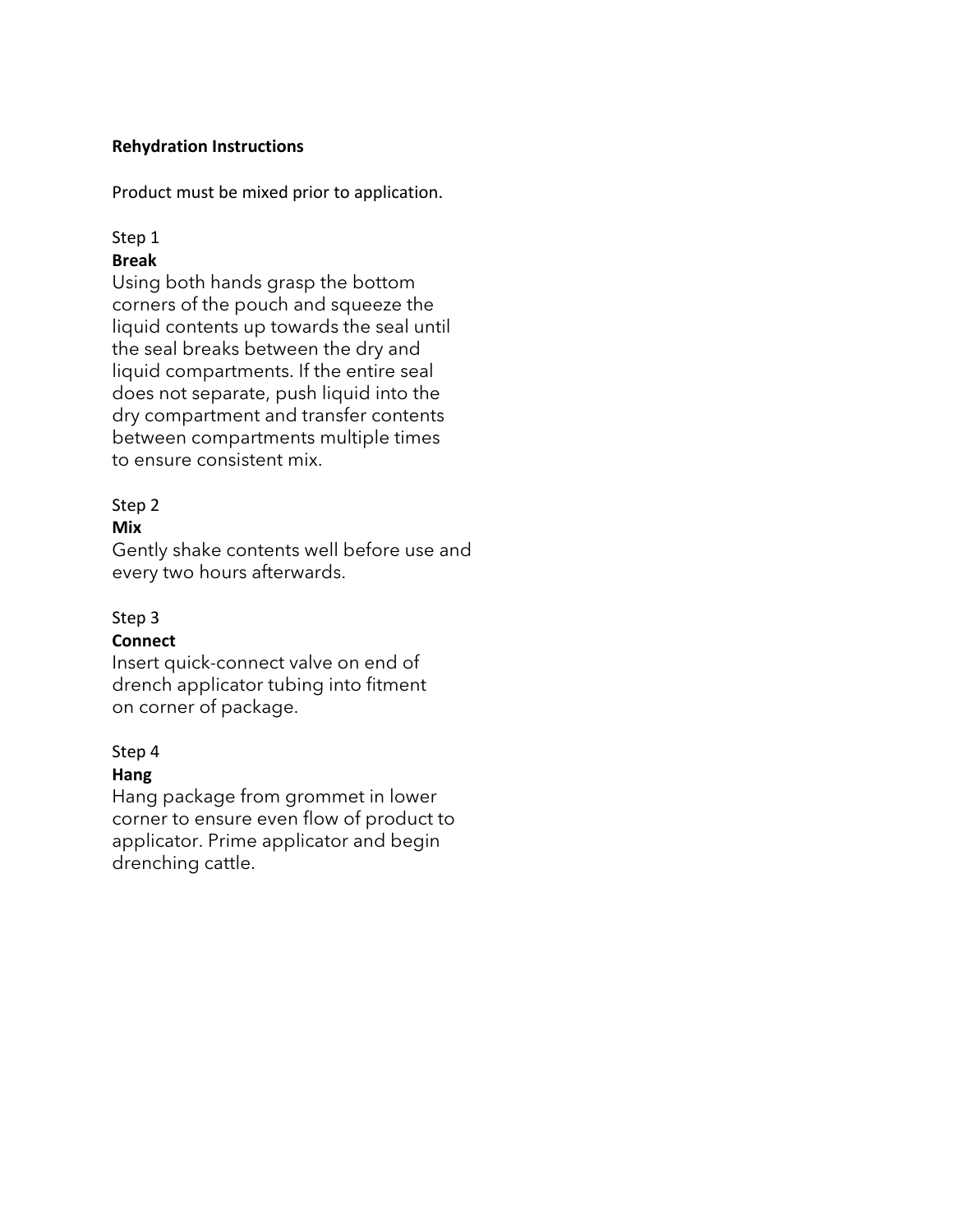**Rehydration Instructions**

Product must be mixed prior to application.

Step 1

**Break**

Using both hands grasp the bottom corners of the pouch and squeeze the liquid contents up towards the seal until the seal breaks between the dry and liquid compartments. If the entire seal does not separate, push liquid into the dry compartment and transfer contents between compartments multiple times to ensure consistent mix.

Step 2

**Mix**

Gently shake contents well before use and every two hours afterwards.

Step 3

**Connect**

Insert quick-connect valve on end of drench applicator tubing into fitment on corner of package.

Step 4

**Hang**

Hang package from grommet in lower corner to ensure even flow of product to applicator. Prime applicator and begin drenching cattle.